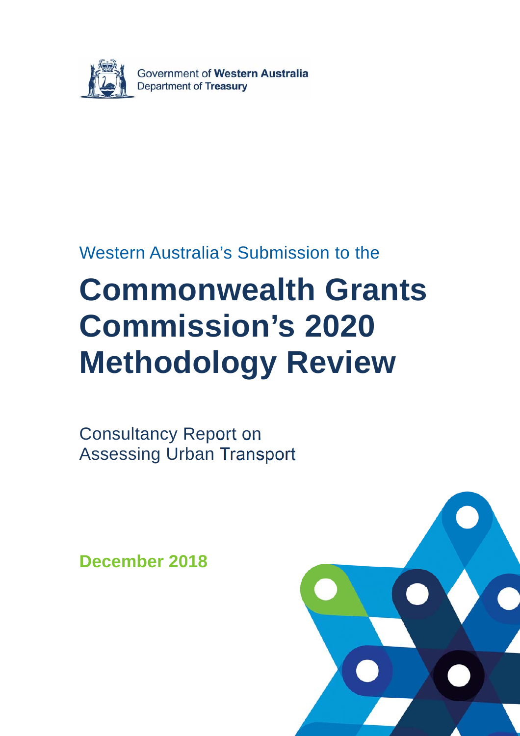Government of **Western Australia**
Department of **Treasury**

Western Australia's Submission to the

# Commonwealth Grants Commission's 2020 Methodology Review

Consultancy Report on
Assessing Urban Transport

**December 2018**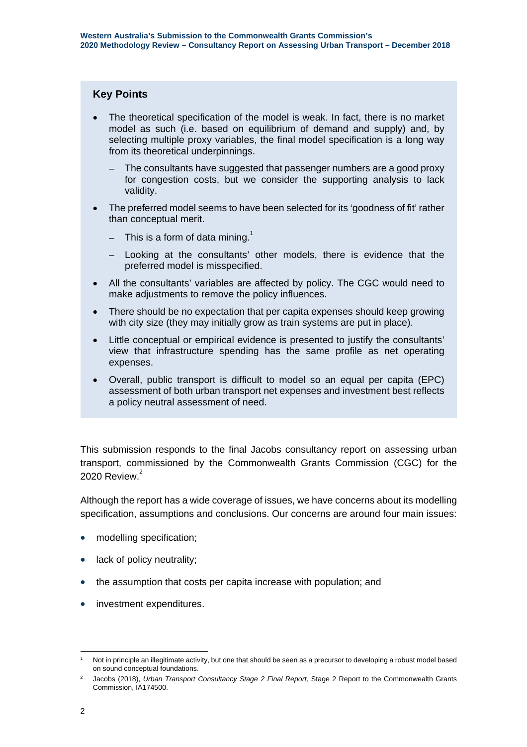## Key Points

- The theoretical specification of the model is weak. In fact, there is no market model as such (i.e. based on equilibrium of demand and supply) and, by selecting multiple proxy variables, the final model specification is a long way from its theoretical underpinnings.
  - The consultants have suggested that passenger numbers are a good proxy for congestion costs, but we consider the supporting analysis to lack validity.
- The preferred model seems to have been selected for its 'goodness of fit' rather than conceptual merit.
  - This is a form of data mining.[1]
  - Looking at the consultants' other models, there is evidence that the preferred model is misspecified.
- All the consultants' variables are affected by policy. The CGC would need to make adjustments to remove the policy influences.
- There should be no expectation that per capita expenses should keep growing with city size (they may initially grow as train systems are put in place).
- Little conceptual or empirical evidence is presented to justify the consultants' view that infrastructure spending has the same profile as net operating expenses.
- Overall, public transport is difficult to model so an equal per capita (EPC) assessment of both urban transport net expenses and investment best reflects a policy neutral assessment of need.

This submission responds to the final Jacobs consultancy report on assessing urban transport, commissioned by the Commonwealth Grants Commission (CGC) for the 2020 Review.[2]

Although the report has a wide coverage of issues, we have concerns about its modelling specification, assumptions and conclusions. Our concerns are around four main issues:

- modelling specification;
- lack of policy neutrality;
- the assumption that costs per capita increase with population; and
- investment expenditures.

---

[1] Not in principle an illegitimate activity, but one that should be seen as a precursor to developing a robust model based on sound conceptual foundations.

[2] Jacobs (2018), *Urban Transport Consultancy Stage 2 Final Report,* Stage 2 Report to the Commonwealth Grants Commission, IA174500.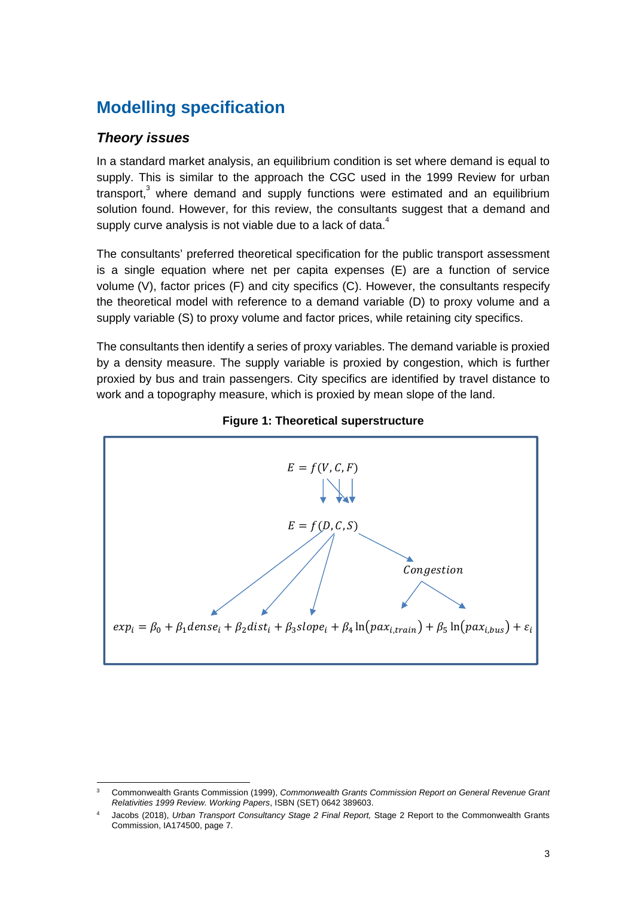## Modelling specification

### *Theory issues*

In a standard market analysis, an equilibrium condition is set where demand is equal to supply. This is similar to the approach the CGC used in the 1999 Review for urban transport,[3] where demand and supply functions were estimated and an equilibrium solution found. However, for this review, the consultants suggest that a demand and supply curve analysis is not viable due to a lack of data.[4]

The consultants' preferred theoretical specification for the public transport assessment is a single equation where net per capita expenses (E) are a function of service volume (V), factor prices (F) and city specifics (C). However, the consultants respecify the theoretical model with reference to a demand variable (D) to proxy volume and a supply variable (S) to proxy volume and factor prices, while retaining city specifics.

The consultants then identify a series of proxy variables. The demand variable is proxied by a density measure. The supply variable is proxied by congestion, which is further proxied by bus and train passengers. City specifics are identified by travel distance to work and a topography measure, which is proxied by mean slope of the land.

**Figure 1: Theoretical superstructure**

$$E = f(V, C, F)$$

$$E = f(D, C, S)$$

Congestion

$$exp_i = \beta_0 + \beta_1 dense_i + \beta_2 dist_i + \beta_3 slope_i + \beta_4 \ln(pax_{i,train}) + \beta_5 \ln(pax_{i,bus}) + \varepsilon_i$$

---

3 Commonwealth Grants Commission (1999), *Commonwealth Grants Commission Report on General Revenue Grant Relativities 1999 Review. Working Papers*, ISBN (SET) 0642 389603.

4 Jacobs (2018), *Urban Transport Consultancy Stage 2 Final Report,* Stage 2 Report to the Commonwealth Grants Commission, IA174500, page 7.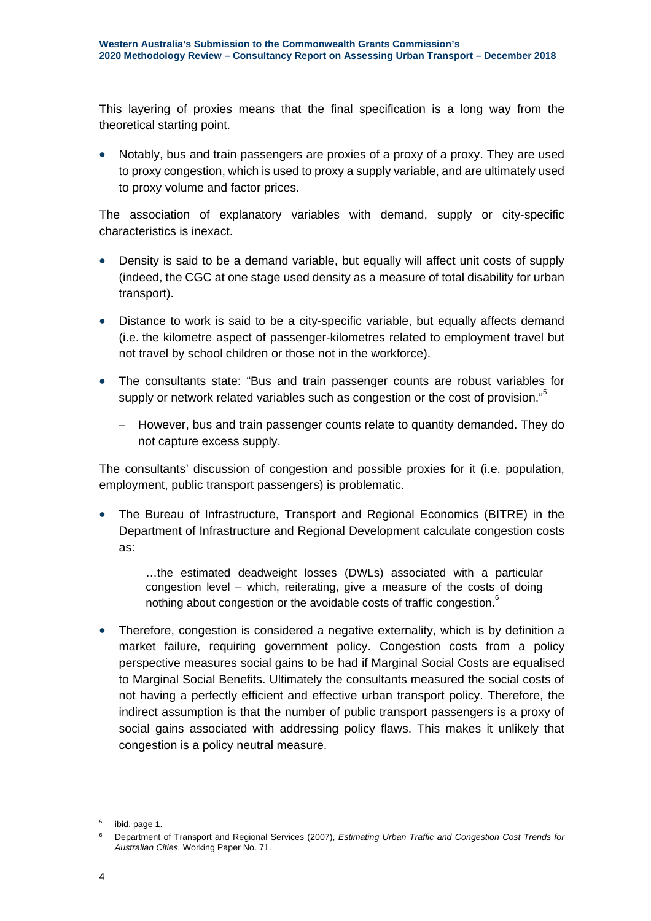This layering of proxies means that the final specification is a long way from the theoretical starting point.

- Notably, bus and train passengers are proxies of a proxy of a proxy. They are used to proxy congestion, which is used to proxy a supply variable, and are ultimately used to proxy volume and factor prices.

The association of explanatory variables with demand, supply or city-specific characteristics is inexact.

- Density is said to be a demand variable, but equally will affect unit costs of supply (indeed, the CGC at one stage used density as a measure of total disability for urban transport).
- Distance to work is said to be a city-specific variable, but equally affects demand (i.e. the kilometre aspect of passenger-kilometres related to employment travel but not travel by school children or those not in the workforce).
- The consultants state: "Bus and train passenger counts are robust variables for supply or network related variables such as congestion or the cost of provision."[5]
  - However, bus and train passenger counts relate to quantity demanded. They do not capture excess supply.

The consultants' discussion of congestion and possible proxies for it (i.e. population, employment, public transport passengers) is problematic.

- The Bureau of Infrastructure, Transport and Regional Economics (BITRE) in the Department of Infrastructure and Regional Development calculate congestion costs as:

  > …the estimated deadweight losses (DWLs) associated with a particular congestion level – which, reiterating, give a measure of the costs of doing nothing about congestion or the avoidable costs of traffic congestion.[6]

- Therefore, congestion is considered a negative externality, which is by definition a market failure, requiring government policy. Congestion costs from a policy perspective measures social gains to be had if Marginal Social Costs are equalised to Marginal Social Benefits. Ultimately the consultants measured the social costs of not having a perfectly efficient and effective urban transport policy. Therefore, the indirect assumption is that the number of public transport passengers is a proxy of social gains associated with addressing policy flaws. This makes it unlikely that congestion is a policy neutral measure.

---

[5] ibid. page 1.

[6] Department of Transport and Regional Services (2007), *Estimating Urban Traffic and Congestion Cost Trends for Australian Cities.* Working Paper No. 71.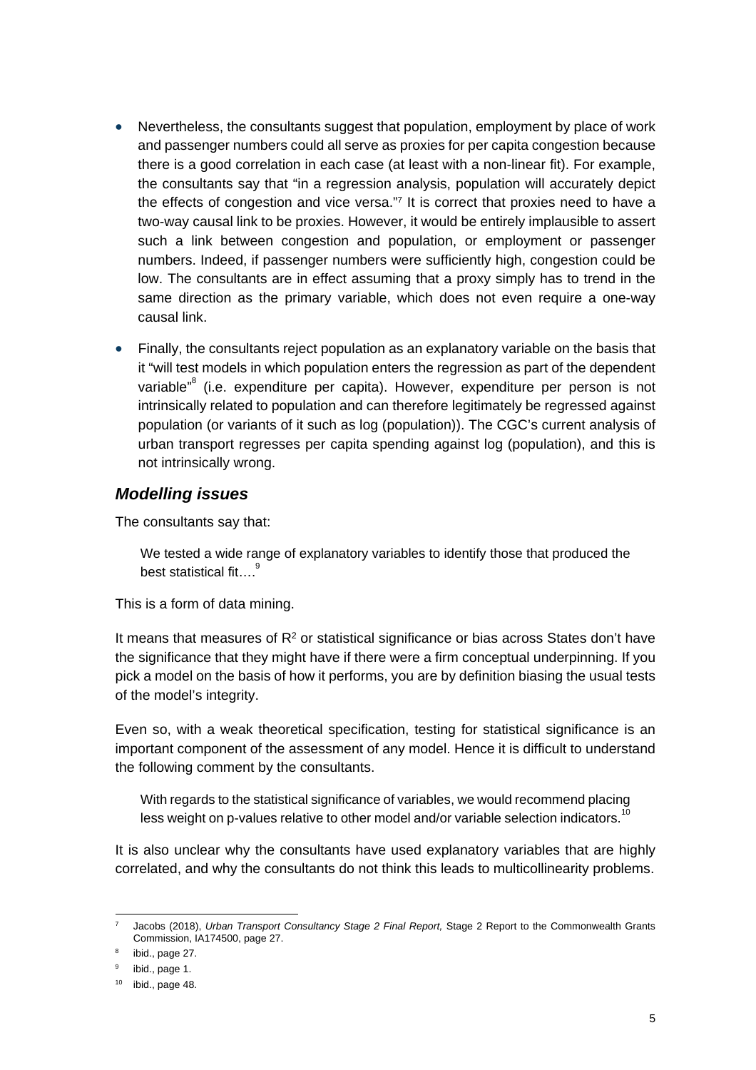- Nevertheless, the consultants suggest that population, employment by place of work and passenger numbers could all serve as proxies for per capita congestion because there is a good correlation in each case (at least with a non-linear fit). For example, the consultants say that "in a regression analysis, population will accurately depict the effects of congestion and vice versa."[7] It is correct that proxies need to have a two-way causal link to be proxies. However, it would be entirely implausible to assert such a link between congestion and population, or employment or passenger numbers. Indeed, if passenger numbers were sufficiently high, congestion could be low. The consultants are in effect assuming that a proxy simply has to trend in the same direction as the primary variable, which does not even require a one-way causal link.
- Finally, the consultants reject population as an explanatory variable on the basis that it "will test models in which population enters the regression as part of the dependent variable"[8] (i.e. expenditure per capita). However, expenditure per person is not intrinsically related to population and can therefore legitimately be regressed against population (or variants of it such as log (population)). The CGC's current analysis of urban transport regresses per capita spending against log (population), and this is not intrinsically wrong.

## *Modelling issues*

The consultants say that:

> We tested a wide range of explanatory variables to identify those that produced the best statistical fit….[9]

This is a form of data mining.

It means that measures of $R^2$ or statistical significance or bias across States don't have the significance that they might have if there were a firm conceptual underpinning. If you pick a model on the basis of how it performs, you are by definition biasing the usual tests of the model's integrity.

Even so, with a weak theoretical specification, testing for statistical significance is an important component of the assessment of any model. Hence it is difficult to understand the following comment by the consultants.

> With regards to the statistical significance of variables, we would recommend placing less weight on p-values relative to other model and/or variable selection indicators.[10]

It is also unclear why the consultants have used explanatory variables that are highly correlated, and why the consultants do not think this leads to multicollinearity problems.

---

[7] Jacobs (2018), *Urban Transport Consultancy Stage 2 Final Report,* Stage 2 Report to the Commonwealth Grants Commission, IA174500, page 27.

[8] ibid., page 27.

[9] ibid., page 1.

[10] ibid., page 48.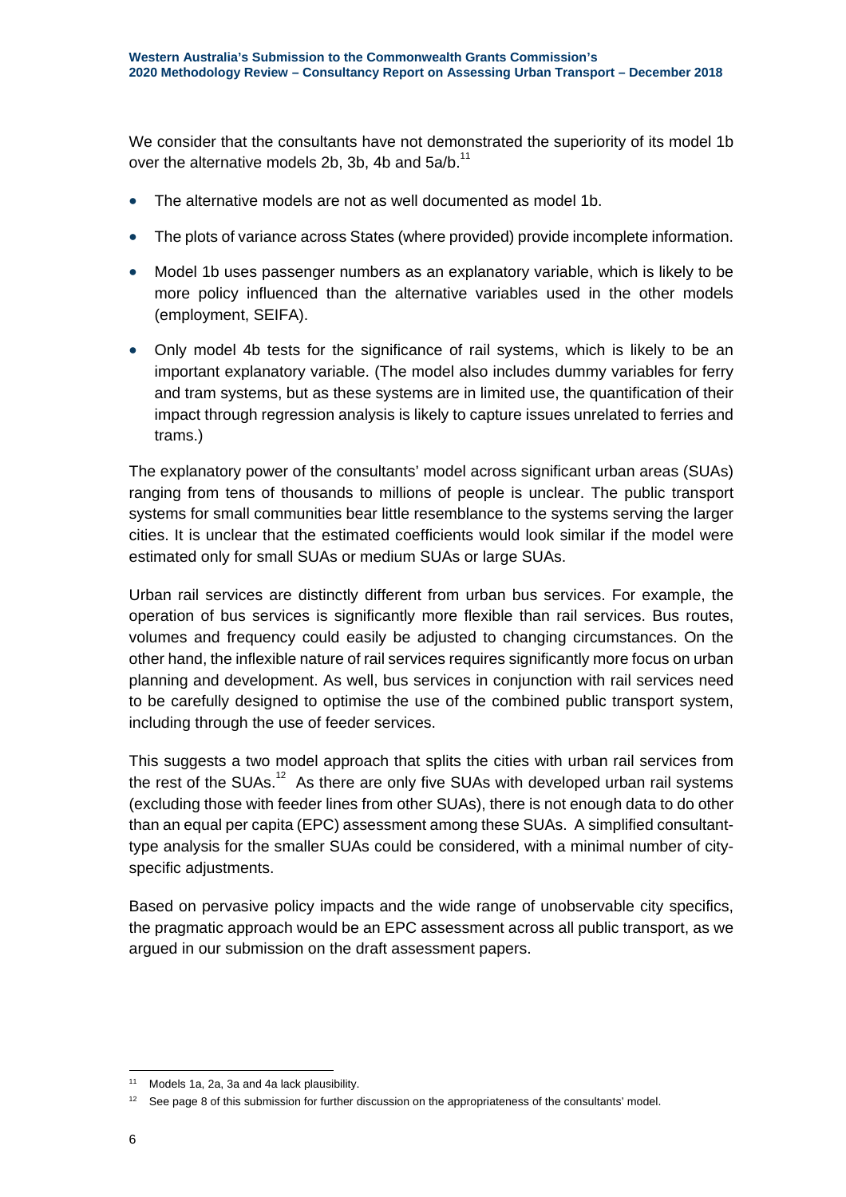We consider that the consultants have not demonstrated the superiority of its model 1b over the alternative models 2b, 3b, 4b and 5a/b.[11]

- The alternative models are not as well documented as model 1b.
- The plots of variance across States (where provided) provide incomplete information.
- Model 1b uses passenger numbers as an explanatory variable, which is likely to be more policy influenced than the alternative variables used in the other models (employment, SEIFA).
- Only model 4b tests for the significance of rail systems, which is likely to be an important explanatory variable. (The model also includes dummy variables for ferry and tram systems, but as these systems are in limited use, the quantification of their impact through regression analysis is likely to capture issues unrelated to ferries and trams.)

The explanatory power of the consultants' model across significant urban areas (SUAs) ranging from tens of thousands to millions of people is unclear. The public transport systems for small communities bear little resemblance to the systems serving the larger cities. It is unclear that the estimated coefficients would look similar if the model were estimated only for small SUAs or medium SUAs or large SUAs.

Urban rail services are distinctly different from urban bus services. For example, the operation of bus services is significantly more flexible than rail services. Bus routes, volumes and frequency could easily be adjusted to changing circumstances. On the other hand, the inflexible nature of rail services requires significantly more focus on urban planning and development. As well, bus services in conjunction with rail services need to be carefully designed to optimise the use of the combined public transport system, including through the use of feeder services.

This suggests a two model approach that splits the cities with urban rail services from the rest of the SUAs.[12] As there are only five SUAs with developed urban rail systems (excluding those with feeder lines from other SUAs), there is not enough data to do other than an equal per capita (EPC) assessment among these SUAs. A simplified consultant-type analysis for the smaller SUAs could be considered, with a minimal number of city-specific adjustments.

Based on pervasive policy impacts and the wide range of unobservable city specifics, the pragmatic approach would be an EPC assessment across all public transport, as we argued in our submission on the draft assessment papers.

---

[11] Models 1a, 2a, 3a and 4a lack plausibility.

[12] See page 8 of this submission for further discussion on the appropriateness of the consultants' model.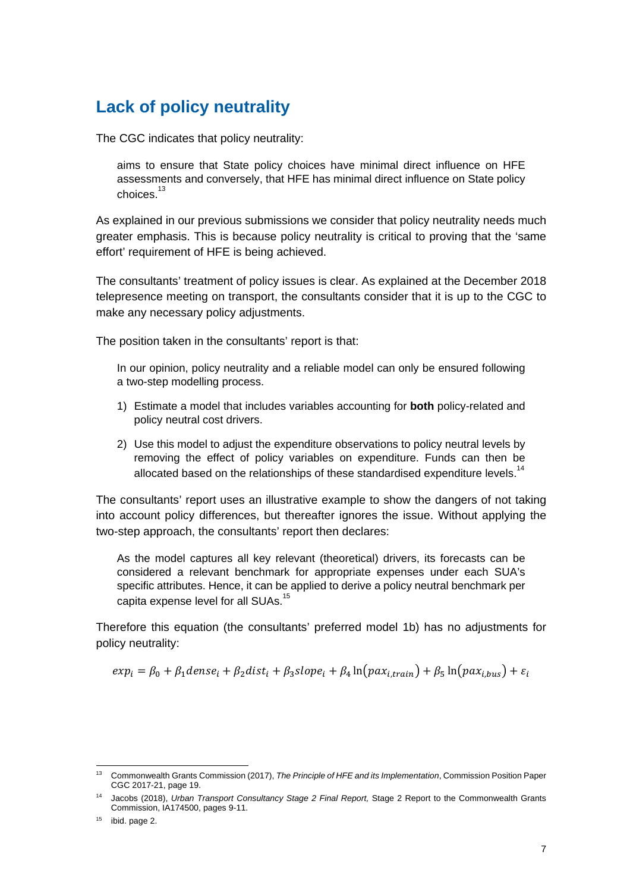## Lack of policy neutrality

The CGC indicates that policy neutrality:

> aims to ensure that State policy choices have minimal direct influence on HFE assessments and conversely, that HFE has minimal direct influence on State policy choices.[13]

As explained in our previous submissions we consider that policy neutrality needs much greater emphasis. This is because policy neutrality is critical to proving that the 'same effort' requirement of HFE is being achieved.

The consultants' treatment of policy issues is clear. As explained at the December 2018 telepresence meeting on transport, the consultants consider that it is up to the CGC to make any necessary policy adjustments.

The position taken in the consultants' report is that:

> In our opinion, policy neutrality and a reliable model can only be ensured following a two-step modelling process.
>
> 1) Estimate a model that includes variables accounting for **both** policy-related and policy neutral cost drivers.
> 2) Use this model to adjust the expenditure observations to policy neutral levels by removing the effect of policy variables on expenditure. Funds can then be allocated based on the relationships of these standardised expenditure levels.[14]

The consultants' report uses an illustrative example to show the dangers of not taking into account policy differences, but thereafter ignores the issue. Without applying the two-step approach, the consultants' report then declares:

> As the model captures all key relevant (theoretical) drivers, its forecasts can be considered a relevant benchmark for appropriate expenses under each SUA's specific attributes. Hence, it can be applied to derive a policy neutral benchmark per capita expense level for all SUAs.[15]

Therefore this equation (the consultants' preferred model 1b) has no adjustments for policy neutrality:

$$exp_i = \beta_0 + \beta_1 dense_i + \beta_2 dist_i + \beta_3 slope_i + \beta_4 \ln(pax_{i,train}) + \beta_5 \ln(pax_{i,bus}) + \varepsilon_i$$

---

[13] Commonwealth Grants Commission (2017), *The Principle of HFE and its Implementation*, Commission Position Paper CGC 2017-21, page 19.

[14] Jacobs (2018), *Urban Transport Consultancy Stage 2 Final Report,* Stage 2 Report to the Commonwealth Grants Commission, IA174500, pages 9-11.

[15] ibid. page 2.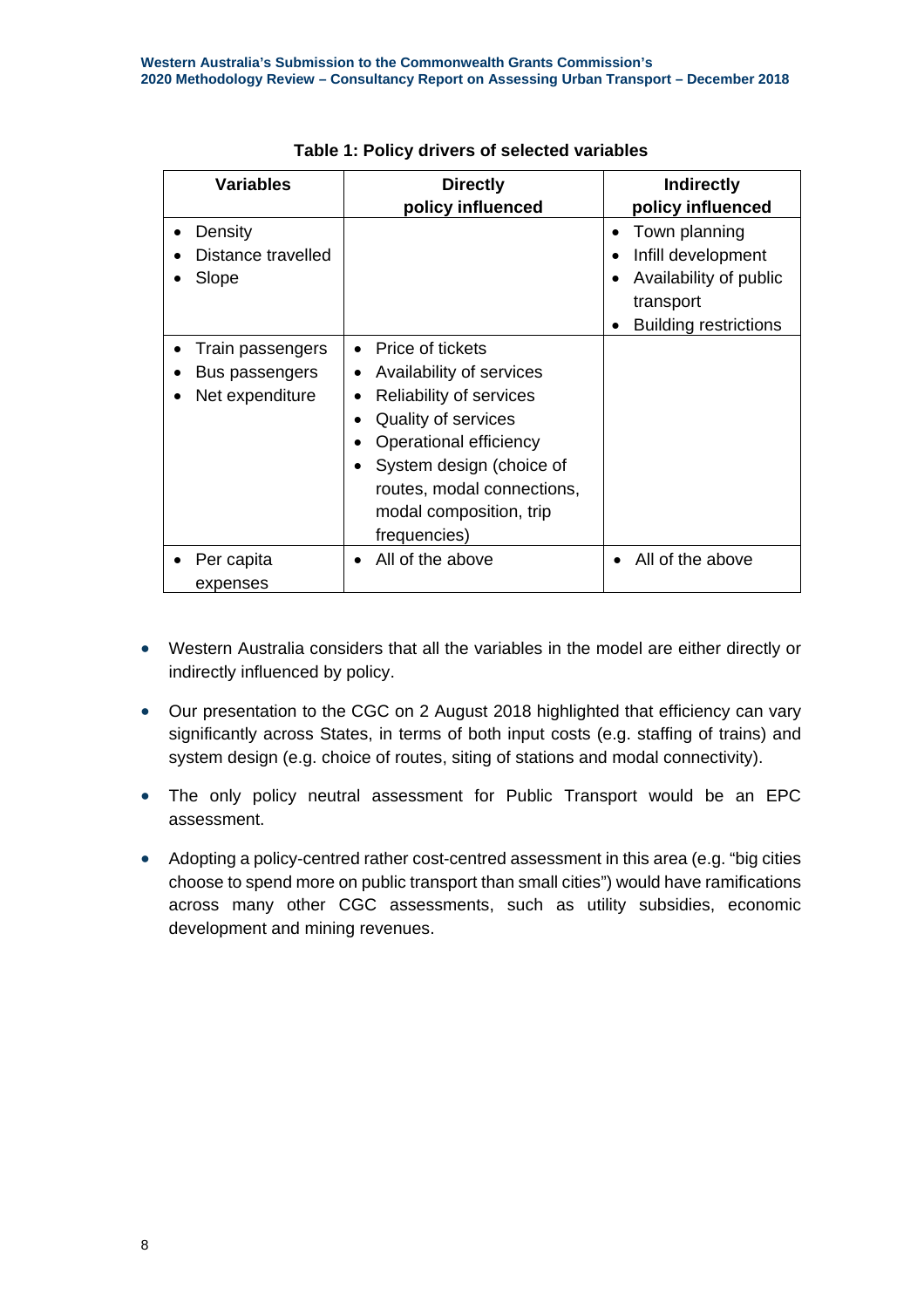**Table 1: Policy drivers of selected variables**

| Variables | Directly policy influenced | Indirectly policy influenced |
|---|---|---|
| • Density<br>• Distance travelled<br>• Slope | | • Town planning<br>• Infill development<br>• Availability of public transport<br>• Building restrictions |
| • Train passengers<br>• Bus passengers<br>• Net expenditure | • Price of tickets<br>• Availability of services<br>• Reliability of services<br>• Quality of services<br>• Operational efficiency<br>• System design (choice of routes, modal connections, modal composition, trip frequencies) | |
| • Per capita expenses | • All of the above | • All of the above |

- Western Australia considers that all the variables in the model are either directly or indirectly influenced by policy.
- Our presentation to the CGC on 2 August 2018 highlighted that efficiency can vary significantly across States, in terms of both input costs (e.g. staffing of trains) and system design (e.g. choice of routes, siting of stations and modal connectivity).
- The only policy neutral assessment for Public Transport would be an EPC assessment.
- Adopting a policy-centred rather cost-centred assessment in this area (e.g. "big cities choose to spend more on public transport than small cities") would have ramifications across many other CGC assessments, such as utility subsidies, economic development and mining revenues.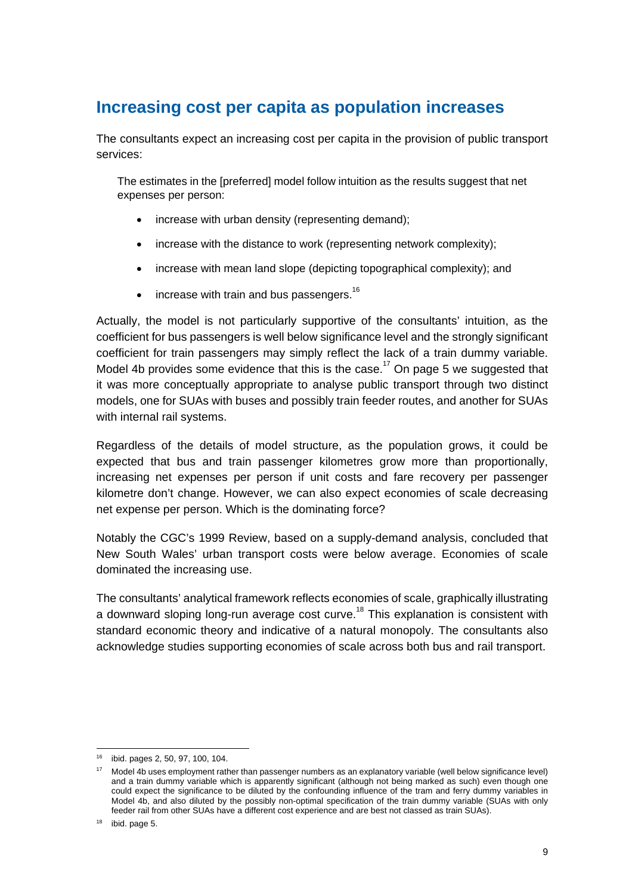## Increasing cost per capita as population increases

The consultants expect an increasing cost per capita in the provision of public transport services:

> The estimates in the [preferred] model follow intuition as the results suggest that net expenses per person:
>
> - increase with urban density (representing demand);
> - increase with the distance to work (representing network complexity);
> - increase with mean land slope (depicting topographical complexity); and
> - increase with train and bus passengers.[16]

Actually, the model is not particularly supportive of the consultants' intuition, as the coefficient for bus passengers is well below significance level and the strongly significant coefficient for train passengers may simply reflect the lack of a train dummy variable. Model 4b provides some evidence that this is the case.[17] On page 5 we suggested that it was more conceptually appropriate to analyse public transport through two distinct models, one for SUAs with buses and possibly train feeder routes, and another for SUAs with internal rail systems.

Regardless of the details of model structure, as the population grows, it could be expected that bus and train passenger kilometres grow more than proportionally, increasing net expenses per person if unit costs and fare recovery per passenger kilometre don't change. However, we can also expect economies of scale decreasing net expense per person. Which is the dominating force?

Notably the CGC's 1999 Review, based on a supply-demand analysis, concluded that New South Wales' urban transport costs were below average. Economies of scale dominated the increasing use.

The consultants' analytical framework reflects economies of scale, graphically illustrating a downward sloping long-run average cost curve.[18] This explanation is consistent with standard economic theory and indicative of a natural monopoly. The consultants also acknowledge studies supporting economies of scale across both bus and rail transport.

---

[16] ibid. pages 2, 50, 97, 100, 104.

[17] Model 4b uses employment rather than passenger numbers as an explanatory variable (well below significance level) and a train dummy variable which is apparently significant (although not being marked as such) even though one could expect the significance to be diluted by the confounding influence of the tram and ferry dummy variables in Model 4b, and also diluted by the possibly non-optimal specification of the train dummy variable (SUAs with only feeder rail from other SUAs have a different cost experience and are best not classed as train SUAs).

[18] ibid. page 5.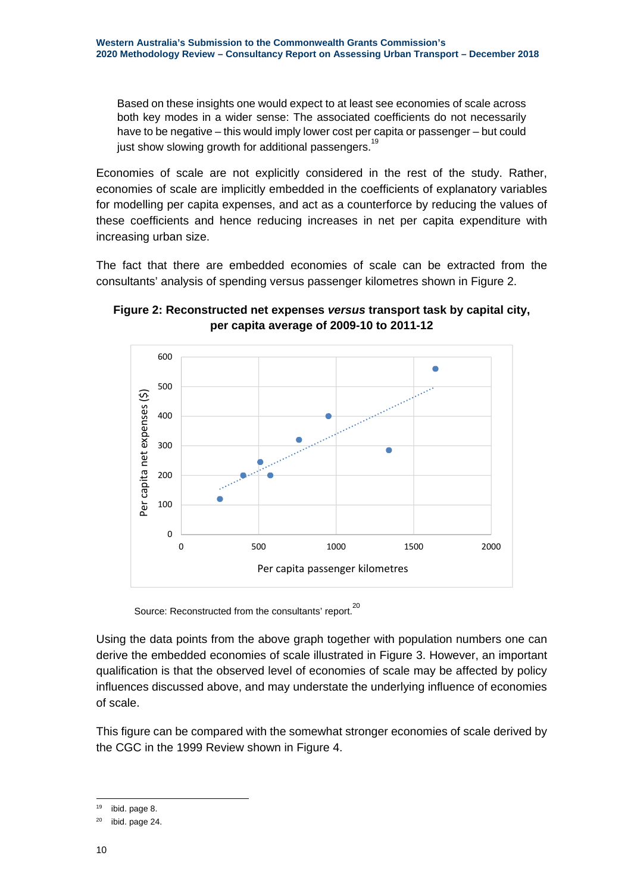> Based on these insights one would expect to at least see economies of scale across both key modes in a wider sense: The associated coefficients do not necessarily have to be negative – this would imply lower cost per capita or passenger – but could just show slowing growth for additional passengers.[19]

Economies of scale are not explicitly considered in the rest of the study. Rather, economies of scale are implicitly embedded in the coefficients of explanatory variables for modelling per capita expenses, and act as a counterforce by reducing the values of these coefficients and hence reducing increases in net per capita expenditure with increasing urban size.

The fact that there are embedded economies of scale can be extracted from the consultants' analysis of spending versus passenger kilometres shown in Figure 2.

**Figure 2: Reconstructed net expenses *versus* transport task by capital city, per capita average of 2009-10 to 2011-12**

Source: Reconstructed from the consultants' report.[20]

Using the data points from the above graph together with population numbers one can derive the embedded economies of scale illustrated in Figure 3. However, an important qualification is that the observed level of economies of scale may be affected by policy influences discussed above, and may understate the underlying influence of economies of scale.

This figure can be compared with the somewhat stronger economies of scale derived by the CGC in the 1999 Review shown in Figure 4.

---

[19] ibid. page 8.

[20] ibid. page 24.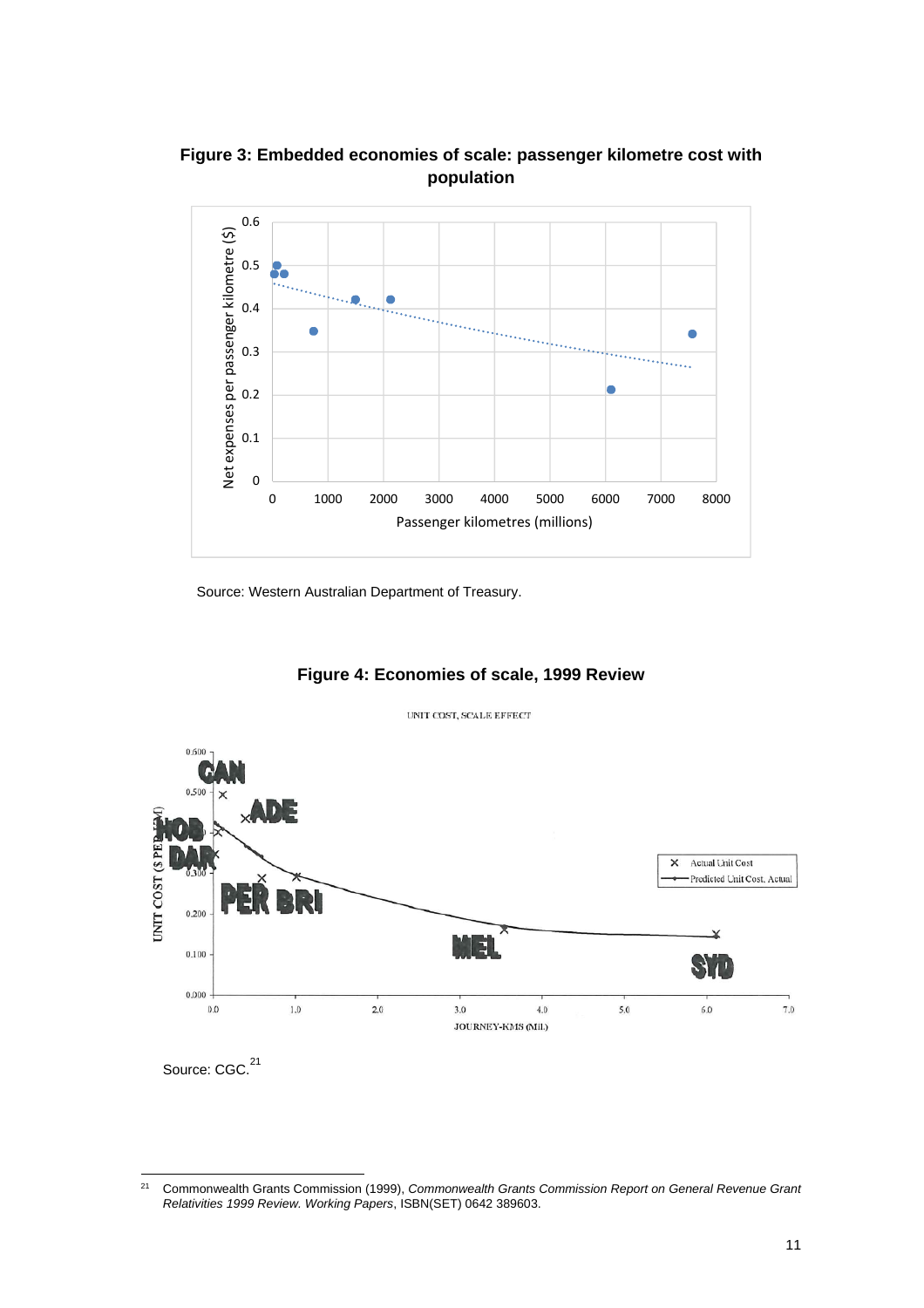**Figure 3: Embedded economies of scale: passenger kilometre cost with population**

Source: Western Australian Department of Treasury.

**Figure 4: Economies of scale, 1999 Review**

Source: CGC.[21]

[21] Commonwealth Grants Commission (1999), *Commonwealth Grants Commission Report on General Revenue Grant Relativities 1999 Review. Working Papers*, ISBN(SET) 0642 389603.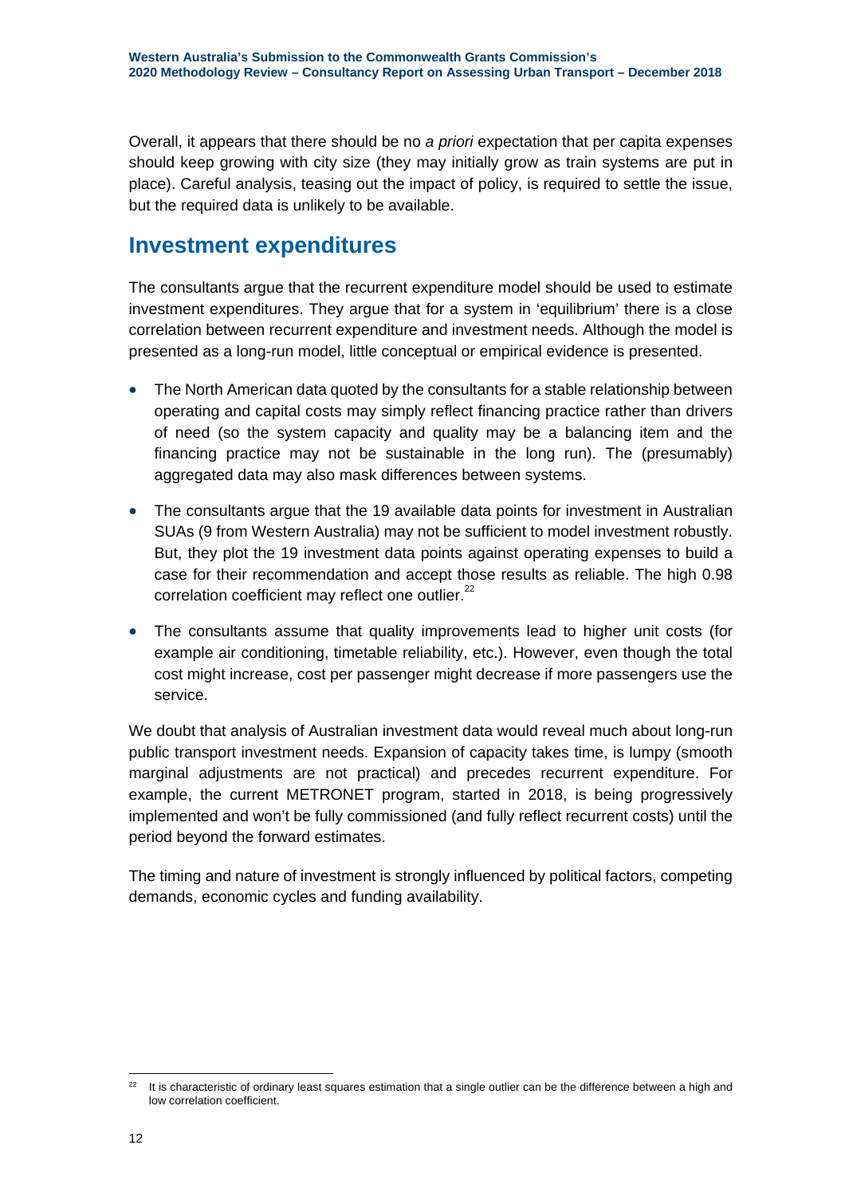Overall, it appears that there should be no *a priori* expectation that per capita expenses should keep growing with city size (they may initially grow as train systems are put in place). Careful analysis, teasing out the impact of policy, is required to settle the issue, but the required data is unlikely to be available.

## Investment expenditures

The consultants argue that the recurrent expenditure model should be used to estimate investment expenditures. They argue that for a system in 'equilibrium' there is a close correlation between recurrent expenditure and investment needs. Although the model is presented as a long-run model, little conceptual or empirical evidence is presented.

- The North American data quoted by the consultants for a stable relationship between operating and capital costs may simply reflect financing practice rather than drivers of need (so the system capacity and quality may be a balancing item and the financing practice may not be sustainable in the long run). The (presumably) aggregated data may also mask differences between systems.
- The consultants argue that the 19 available data points for investment in Australian SUAs (9 from Western Australia) may not be sufficient to model investment robustly. But, they plot the 19 investment data points against operating expenses to build a case for their recommendation and accept those results as reliable. The high 0.98 correlation coefficient may reflect one outlier.[22]
- The consultants assume that quality improvements lead to higher unit costs (for example air conditioning, timetable reliability, etc.). However, even though the total cost might increase, cost per passenger might decrease if more passengers use the service.

We doubt that analysis of Australian investment data would reveal much about long-run public transport investment needs. Expansion of capacity takes time, is lumpy (smooth marginal adjustments are not practical) and precedes recurrent expenditure. For example, the current METRONET program, started in 2018, is being progressively implemented and won't be fully commissioned (and fully reflect recurrent costs) until the period beyond the forward estimates.

The timing and nature of investment is strongly influenced by political factors, competing demands, economic cycles and funding availability.

[22] It is characteristic of ordinary least squares estimation that a single outlier can be the difference between a high and low correlation coefficient.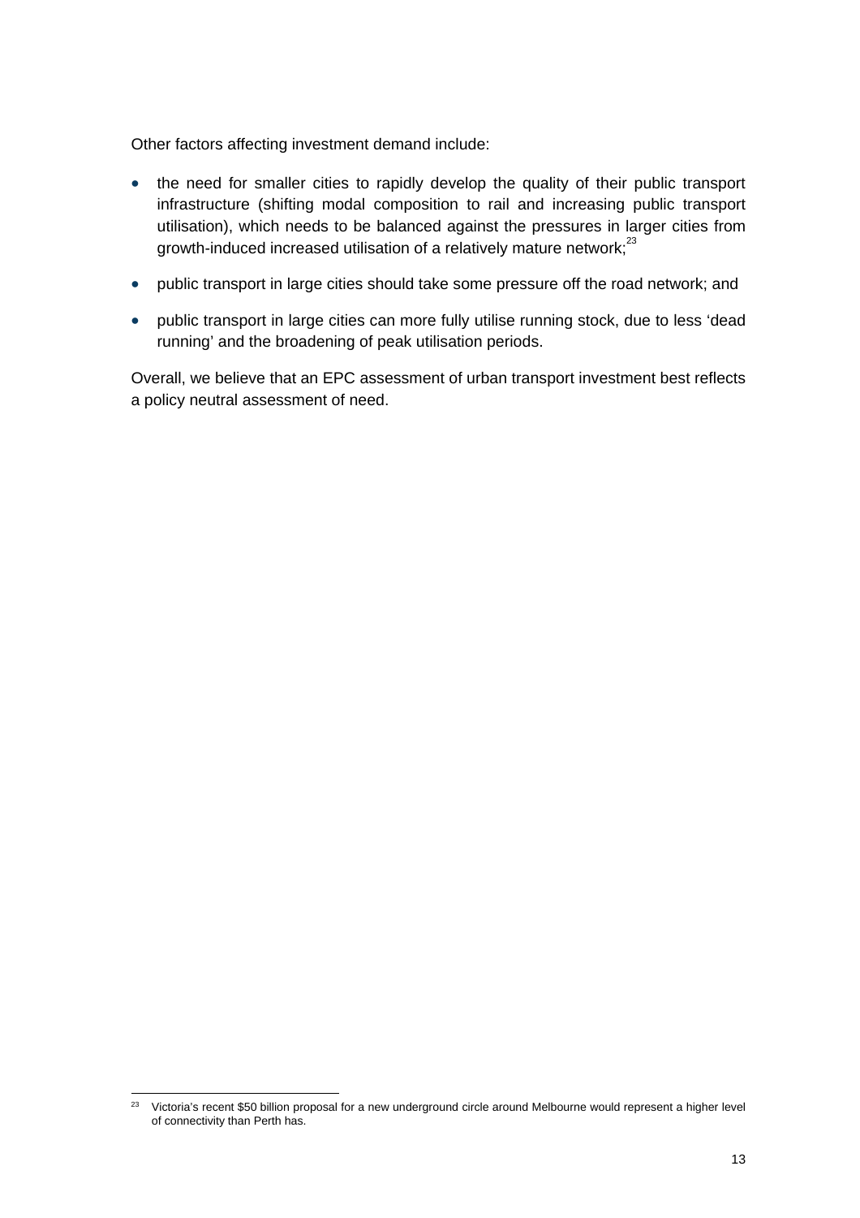Other factors affecting investment demand include:

- the need for smaller cities to rapidly develop the quality of their public transport infrastructure (shifting modal composition to rail and increasing public transport utilisation), which needs to be balanced against the pressures in larger cities from growth-induced increased utilisation of a relatively mature network;[23]
- public transport in large cities should take some pressure off the road network; and
- public transport in large cities can more fully utilise running stock, due to less 'dead running' and the broadening of peak utilisation periods.

Overall, we believe that an EPC assessment of urban transport investment best reflects a policy neutral assessment of need.

---

[23] Victoria's recent $50 billion proposal for a new underground circle around Melbourne would represent a higher level of connectivity than Perth has.